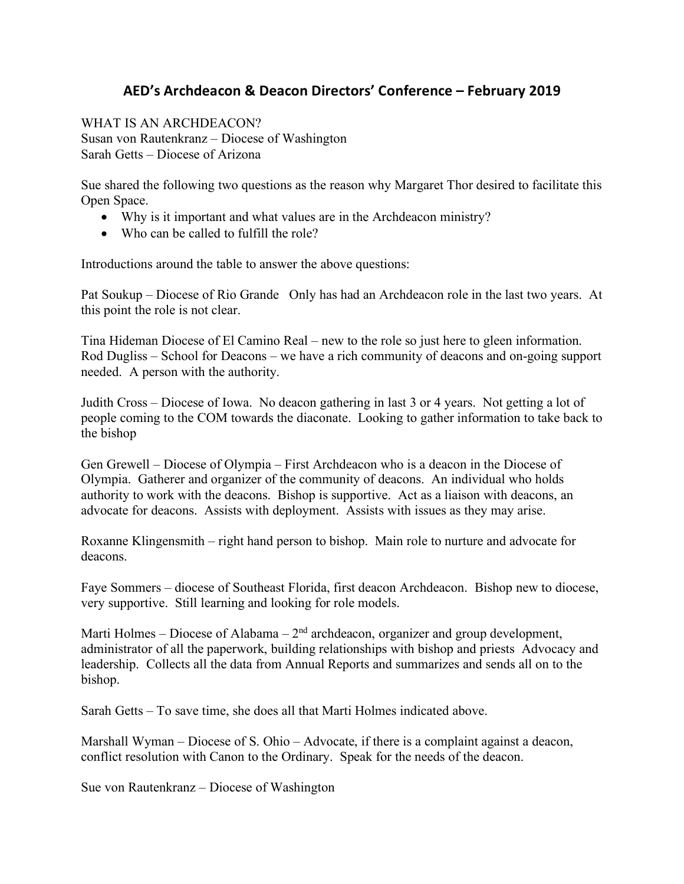# AED's Archdeacon & Deacon Directors' Conference – February 2019

WHAT IS AN ARCHDEACON?
Susan von Rautenkranz – Diocese of Washington
Sarah Getts – Diocese of Arizona

Sue shared the following two questions as the reason why Margaret Thor desired to facilitate this Open Space.

- Why is it important and what values are in the Archdeacon ministry?
- Who can be called to fulfill the role?

Introductions around the table to answer the above questions:

Pat Soukup – Diocese of Rio Grande   Only has had an Archdeacon role in the last two years. At this point the role is not clear.

Tina Hideman Diocese of El Camino Real – new to the role so just here to gleen information.
Rod Dugliss – School for Deacons – we have a rich community of deacons and on-going support needed. A person with the authority.

Judith Cross – Diocese of Iowa. No deacon gathering in last 3 or 4 years. Not getting a lot of people coming to the COM towards the diaconate. Looking to gather information to take back to the bishop

Gen Grewell – Diocese of Olympia – First Archdeacon who is a deacon in the Diocese of Olympia. Gatherer and organizer of the community of deacons. An individual who holds authority to work with the deacons. Bishop is supportive. Act as a liaison with deacons, an advocate for deacons. Assists with deployment. Assists with issues as they may arise.

Roxanne Klingensmith – right hand person to bishop. Main role to nurture and advocate for deacons.

Faye Sommers – diocese of Southeast Florida, first deacon Archdeacon. Bishop new to diocese, very supportive. Still learning and looking for role models.

Marti Holmes – Diocese of Alabama – 2nd archdeacon, organizer and group development, administrator of all the paperwork, building relationships with bishop and priests Advocacy and leadership. Collects all the data from Annual Reports and summarizes and sends all on to the bishop.

Sarah Getts – To save time, she does all that Marti Holmes indicated above.

Marshall Wyman – Diocese of S. Ohio – Advocate, if there is a complaint against a deacon, conflict resolution with Canon to the Ordinary. Speak for the needs of the deacon.

Sue von Rautenkranz – Diocese of Washington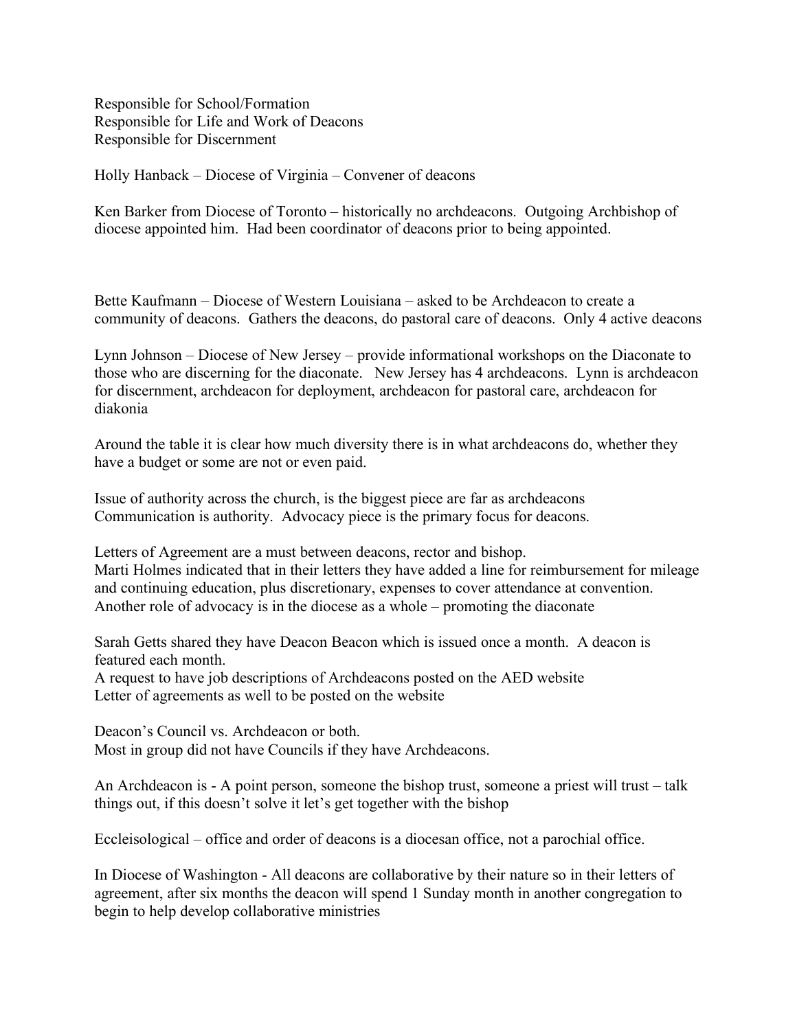Responsible for School/Formation
Responsible for Life and Work of Deacons
Responsible for Discernment

Holly Hanback – Diocese of Virginia – Convener of deacons

Ken Barker from Diocese of Toronto – historically no archdeacons. Outgoing Archbishop of diocese appointed him. Had been coordinator of deacons prior to being appointed.

Bette Kaufmann – Diocese of Western Louisiana – asked to be Archdeacon to create a community of deacons. Gathers the deacons, do pastoral care of deacons. Only 4 active deacons

Lynn Johnson – Diocese of New Jersey – provide informational workshops on the Diaconate to those who are discerning for the diaconate. New Jersey has 4 archdeacons. Lynn is archdeacon for discernment, archdeacon for deployment, archdeacon for pastoral care, archdeacon for diakonia

Around the table it is clear how much diversity there is in what archdeacons do, whether they have a budget or some are not or even paid.

Issue of authority across the church, is the biggest piece are far as archdeacons
Communication is authority. Advocacy piece is the primary focus for deacons.

Letters of Agreement are a must between deacons, rector and bishop.
Marti Holmes indicated that in their letters they have added a line for reimbursement for mileage and continuing education, plus discretionary, expenses to cover attendance at convention.
Another role of advocacy is in the diocese as a whole – promoting the diaconate

Sarah Getts shared they have Deacon Beacon which is issued once a month. A deacon is featured each month.
A request to have job descriptions of Archdeacons posted on the AED website
Letter of agreements as well to be posted on the website

Deacon's Council vs. Archdeacon or both.
Most in group did not have Councils if they have Archdeacons.

An Archdeacon is - A point person, someone the bishop trust, someone a priest will trust – talk things out, if this doesn't solve it let's get together with the bishop

Eccleisological – office and order of deacons is a diocesan office, not a parochial office.

In Diocese of Washington - All deacons are collaborative by their nature so in their letters of agreement, after six months the deacon will spend 1 Sunday month in another congregation to begin to help develop collaborative ministries